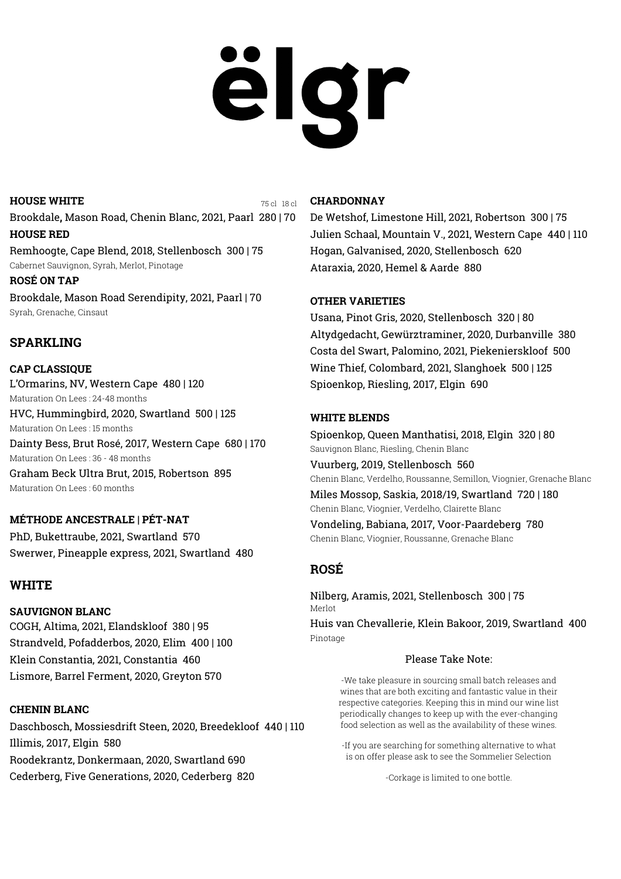# ëlgr

**HOUSE WHITE** 75 cl | 18 cl

Brookdale, Mason Road, Chenin Blanc, 2021, Paarl 280 | 70

**HOUSE RED**

Remhoogte, Cape Blend, 2018, Stellenbosch 300 | 75
Cabernet Sauvignon, Syrah, Merlot, Pinotage

**ROSÉ ON TAP**

Brookdale, Mason Road Serendipity, 2021, Paarl | 70
Syrah, Grenache, Cinsaut

## SPARKLING

### CAP CLASSIQUE

L'Ormarins, NV, Western Cape 480 | 120
Maturation On Lees : 24-48 months

HVC, Hummingbird, 2020, Swartland 500 | 125
Maturation On Lees : 15 months

Dainty Bess, Brut Rosé, 2017, Western Cape 680 | 170
Maturation On Lees : 36 - 48 months

Graham Beck Ultra Brut, 2015, Robertson 895
Maturation On Lees : 60 months

### MÉTHODE ANCESTRALE | PÉT-NAT

PhD, Bukettraube, 2021, Swartland 570

Swerwer, Pineapple express, 2021, Swartland 480

## WHITE

### SAUVIGNON BLANC

COGH, Altima, 2021, Elandskloof 380 | 95

Strandveld, Pofadderbos, 2020, Elim 400 | 100

Klein Constantia, 2021, Constantia 460

Lismore, Barrel Ferment, 2020, Greyton 570

### CHENIN BLANC

Daschbosch, Mossiesdrift Steen, 2020, Breedekloof 440 | 110

Illimis, 2017, Elgin 580

Roodekrantz, Donkermaan, 2020, Swartland 690

Cederberg, Five Generations, 2020, Cederberg 820

### CHARDONNAY

De Wetshof, Limestone Hill, 2021, Robertson 300 | 75

Julien Schaal, Mountain V., 2021, Western Cape 440 | 110

Hogan, Galvanised, 2020, Stellenbosch 620

Ataraxia, 2020, Hemel & Aarde 880

### OTHER VARIETIES

Usana, Pinot Gris, 2020, Stellenbosch 320 | 80

Altydgedacht, Gewürztraminer, 2020, Durbanville 380

Costa del Swart, Palomino, 2021, Piekenierskloof 500

Wine Thief, Colombard, 2021, Slanghoek 500 | 125

Spioenkop, Riesling, 2017, Elgin 690

### WHITE BLENDS

Spioenkop, Queen Manthatisi, 2018, Elgin 320 | 80
Sauvignon Blanc, Riesling, Chenin Blanc

Vuurberg, 2019, Stellenbosch 560
Chenin Blanc, Verdelho, Roussanne, Semillon, Viognier, Grenache Blanc

Miles Mossop, Saskia, 2018/19, Swartland 720 | 180
Chenin Blanc, Viognier, Verdelho, Clairette Blanc

Vondeling, Babiana, 2017, Voor-Paardeberg 780
Chenin Blanc, Viognier, Roussanne, Grenache Blanc

## ROSÉ

Nilberg, Aramis, 2021, Stellenbosch 300 | 75
Merlot

Huis van Chevallerie, Klein Bakoor, 2019, Swartland 400
Pinotage

Please Take Note:

-We take pleasure in sourcing small batch releases and wines that are both exciting and fantastic value in their respective categories. Keeping this in mind our wine list periodically changes to keep up with the ever-changing food selection as well as the availability of these wines.

-If you are searching for something alternative to what is on offer please ask to see the Sommelier Selection

-Corkage is limited to one bottle.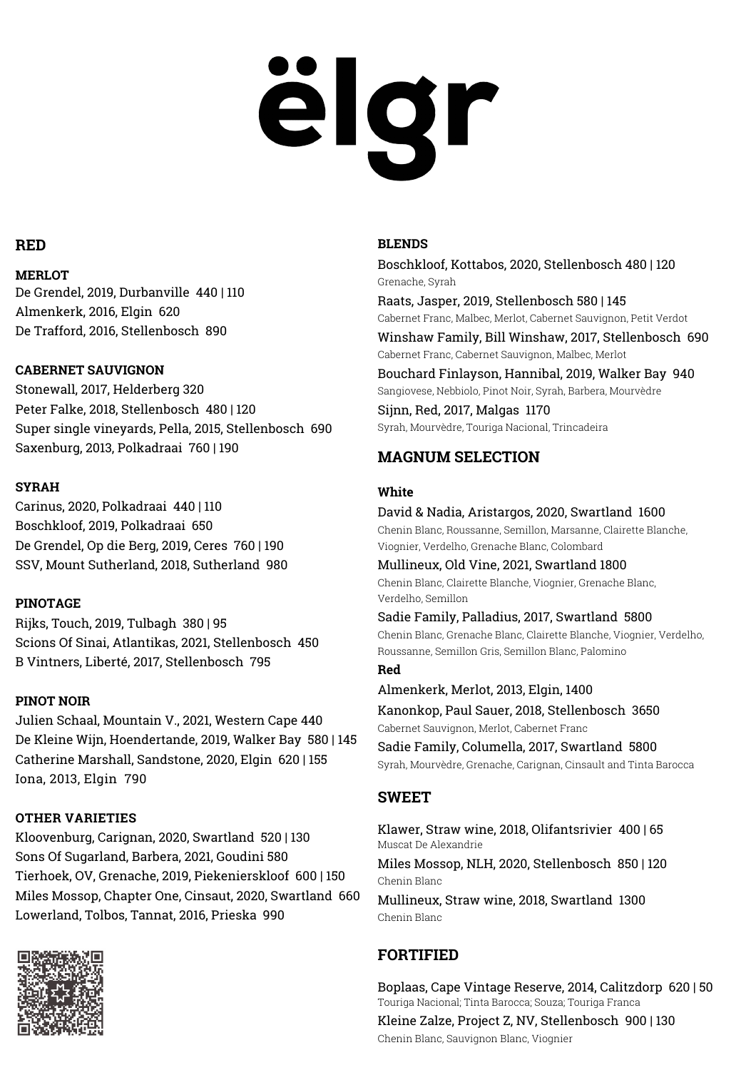# ëlgr

## RED

### MERLOT

De Grendel, 2019, Durbanville 440 | 110
Almenkerk, 2016, Elgin 620
De Trafford, 2016, Stellenbosch 890

### CABERNET SAUVIGNON

Stonewall, 2017, Helderberg 320
Peter Falke, 2018, Stellenbosch 480 | 120
Super single vineyards, Pella, 2015, Stellenbosch 690
Saxenburg, 2013, Polkadraai 760 | 190

### SYRAH

Carinus, 2020, Polkadraai 440 | 110
Boschkloof, 2019, Polkadraai 650
De Grendel, Op die Berg, 2019, Ceres 760 | 190
SSV, Mount Sutherland, 2018, Sutherland 980

### PINOTAGE

Rijks, Touch, 2019, Tulbagh 380 | 95
Scions Of Sinai, Atlantikas, 2021, Stellenbosch 450
B Vintners, Liberté, 2017, Stellenbosch 795

### PINOT NOIR

Julien Schaal, Mountain V., 2021, Western Cape 440
De Kleine Wijn, Hoendertande, 2019, Walker Bay 580 | 145
Catherine Marshall, Sandstone, 2020, Elgin 620 | 155
Iona, 2013, Elgin 790

### OTHER VARIETIES

Kloovenburg, Carignan, 2020, Swartland 520 | 130
Sons Of Sugarland, Barbera, 2021, Goudini 580
Tierhoek, OV, Grenache, 2019, Piekenierskloof 600 | 150
Miles Mossop, Chapter One, Cinsaut, 2020, Swartland 660
Lowerland, Tolbos, Tannat, 2016, Prieska 990

### BLENDS

Boschkloof, Kottabos, 2020, Stellenbosch 480 | 120
Grenache, Syrah

Raats, Jasper, 2019, Stellenbosch 580 | 145
Cabernet Franc, Malbec, Merlot, Cabernet Sauvignon, Petit Verdot

Winshaw Family, Bill Winshaw, 2017, Stellenbosch 690
Cabernet Franc, Cabernet Sauvignon, Malbec, Merlot

Bouchard Finlayson, Hannibal, 2019, Walker Bay 940
Sangiovese, Nebbiolo, Pinot Noir, Syrah, Barbera, Mourvèdre

Sijnn, Red, 2017, Malgas 1170
Syrah, Mourvèdre, Touriga Nacional, Trincadeira

## MAGNUM SELECTION

### White

David & Nadia, Aristargos, 2020, Swartland 1600
Chenin Blanc, Roussanne, Semillon, Marsanne, Clairette Blanche, Viognier, Verdelho, Grenache Blanc, Colombard

Mullineux, Old Vine, 2021, Swartland 1800
Chenin Blanc, Clairette Blanche, Viognier, Grenache Blanc, Verdelho, Semillon

Sadie Family, Palladius, 2017, Swartland 5800
Chenin Blanc, Grenache Blanc, Clairette Blanche, Viognier, Verdelho, Roussanne, Semillon Gris, Semillon Blanc, Palomino

### Red

Almenkerk, Merlot, 2013, Elgin, 1400

Kanonkop, Paul Sauer, 2018, Stellenbosch 3650
Cabernet Sauvignon, Merlot, Cabernet Franc

Sadie Family, Columella, 2017, Swartland 5800
Syrah, Mourvèdre, Grenache, Carignan, Cinsault and Tinta Barocca

## SWEET

Klawer, Straw wine, 2018, Olifantsrivier 400 | 65
Muscat De Alexandrie

Miles Mossop, NLH, 2020, Stellenbosch 850 | 120
Chenin Blanc

Mullineux, Straw wine, 2018, Swartland 1300
Chenin Blanc

## FORTIFIED

Boplaas, Cape Vintage Reserve, 2014, Calitzdorp 620 | 50
Touriga Nacional; Tinta Barocca; Souza; Touriga Franca

Kleine Zalze, Project Z, NV, Stellenbosch 900 | 130
Chenin Blanc, Sauvignon Blanc, Viognier